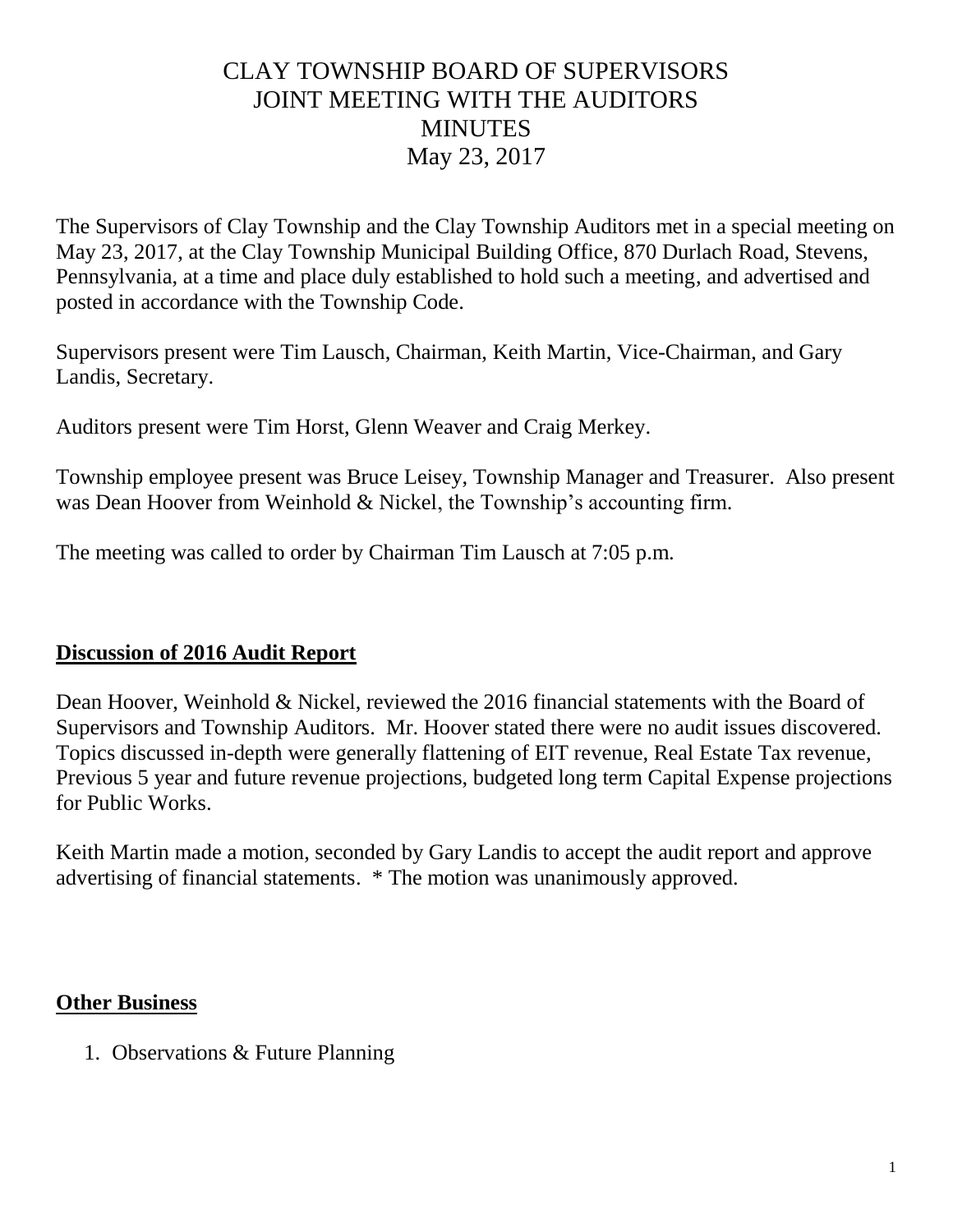# CLAY TOWNSHIP BOARD OF SUPERVISORS
# JOINT MEETING WITH THE AUDITORS
# MINUTES
# May 23, 2017

The Supervisors of Clay Township and the Clay Township Auditors met in a special meeting on May 23, 2017, at the Clay Township Municipal Building Office, 870 Durlach Road, Stevens, Pennsylvania, at a time and place duly established to hold such a meeting, and advertised and posted in accordance with the Township Code.

Supervisors present were Tim Lausch, Chairman, Keith Martin, Vice-Chairman, and Gary Landis, Secretary.

Auditors present were Tim Horst, Glenn Weaver and Craig Merkey.

Township employee present was Bruce Leisey, Township Manager and Treasurer. Also present was Dean Hoover from Weinhold & Nickel, the Township's accounting firm.

The meeting was called to order by Chairman Tim Lausch at 7:05 p.m.

## **Discussion of 2016 Audit Report**

Dean Hoover, Weinhold & Nickel, reviewed the 2016 financial statements with the Board of Supervisors and Township Auditors. Mr. Hoover stated there were no audit issues discovered. Topics discussed in-depth were generally flattening of EIT revenue, Real Estate Tax revenue, Previous 5 year and future revenue projections, budgeted long term Capital Expense projections for Public Works.

Keith Martin made a motion, seconded by Gary Landis to accept the audit report and approve advertising of financial statements. * The motion was unanimously approved.

## **Other Business**

1. Observations & Future Planning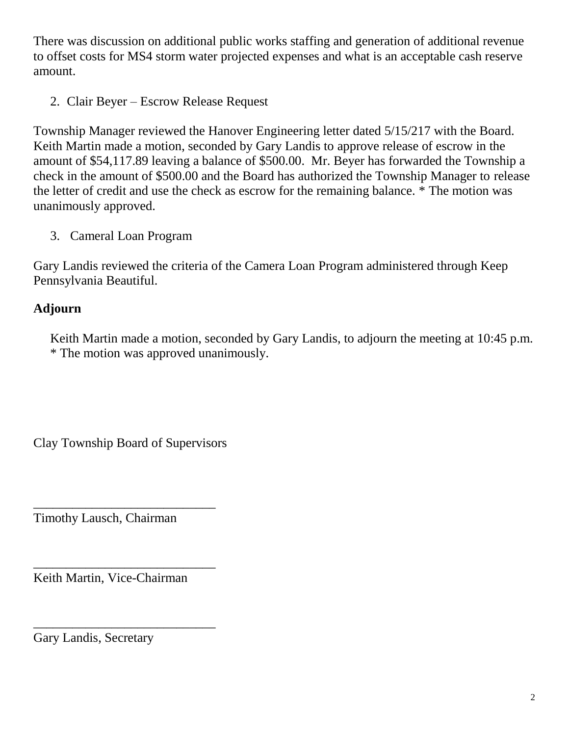There was discussion on additional public works staffing and generation of additional revenue to offset costs for MS4 storm water projected expenses and what is an acceptable cash reserve amount.

2. Clair Beyer – Escrow Release Request

Township Manager reviewed the Hanover Engineering letter dated 5/15/217 with the Board. Keith Martin made a motion, seconded by Gary Landis to approve release of escrow in the amount of $54,117.89 leaving a balance of $500.00. Mr. Beyer has forwarded the Township a check in the amount of $500.00 and the Board has authorized the Township Manager to release the letter of credit and use the check as escrow for the remaining balance. * The motion was unanimously approved.

3. Cameral Loan Program

Gary Landis reviewed the criteria of the Camera Loan Program administered through Keep Pennsylvania Beautiful.

**Adjourn**

Keith Martin made a motion, seconded by Gary Landis, to adjourn the meeting at 10:45 p.m. * The motion was approved unanimously.

Clay Township Board of Supervisors

____________________________
Timothy Lausch, Chairman

____________________________
Keith Martin, Vice-Chairman

____________________________
Gary Landis, Secretary